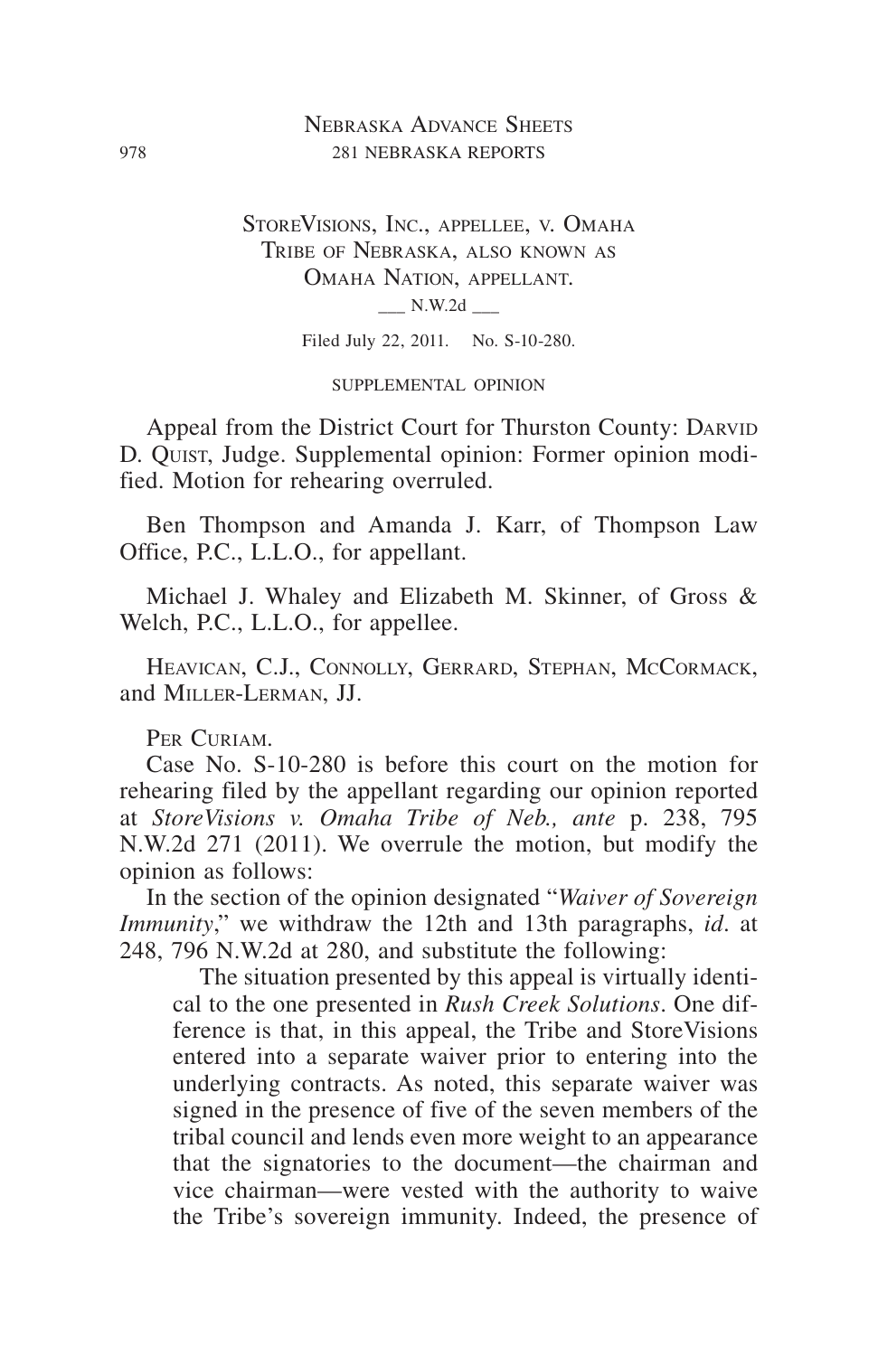StoreVisions, Inc., appellee, v. Omaha Tribe of Nebraska, also known as Omaha Nation, appellant.

___ N.W.2d ___

Filed July 22, 2011. No. S-10-280.

SUPPLEMENTAL OPINION

Appeal from the District Court for Thurston County: Darvid D. Quist, Judge. Supplemental opinion: Former opinion modified. Motion for rehearing overruled.

Ben Thompson and Amanda J. Karr, of Thompson Law Office, P.C., L.L.O., for appellant.

Michael J. Whaley and Elizabeth M. Skinner, of Gross & Welch, P.C., L.L.O., for appellee.

Heavican, C.J., Connolly, Gerrard, Stephan, McCormack, and Miller-Lerman, JJ.

Per Curiam.

Case No. S-10-280 is before this court on the motion for rehearing filed by the appellant regarding our opinion reported at *StoreVisions v. Omaha Tribe of Neb., ante* p. 238, 795 N.W.2d 271 (2011). We overrule the motion, but modify the opinion as follows:

In the section of the opinion designated "*Waiver of Sovereign Immunity*," we withdraw the 12th and 13th paragraphs, *id*. at 248, 796 N.W.2d at 280, and substitute the following:

> The situation presented by this appeal is virtually identical to the one presented in *Rush Creek Solutions*. One difference is that, in this appeal, the Tribe and StoreVisions entered into a separate waiver prior to entering into the underlying contracts. As noted, this separate waiver was signed in the presence of five of the seven members of the tribal council and lends even more weight to an appearance that the signatories to the document—the chairman and vice chairman—were vested with the authority to waive the Tribe's sovereign immunity. Indeed, the presence of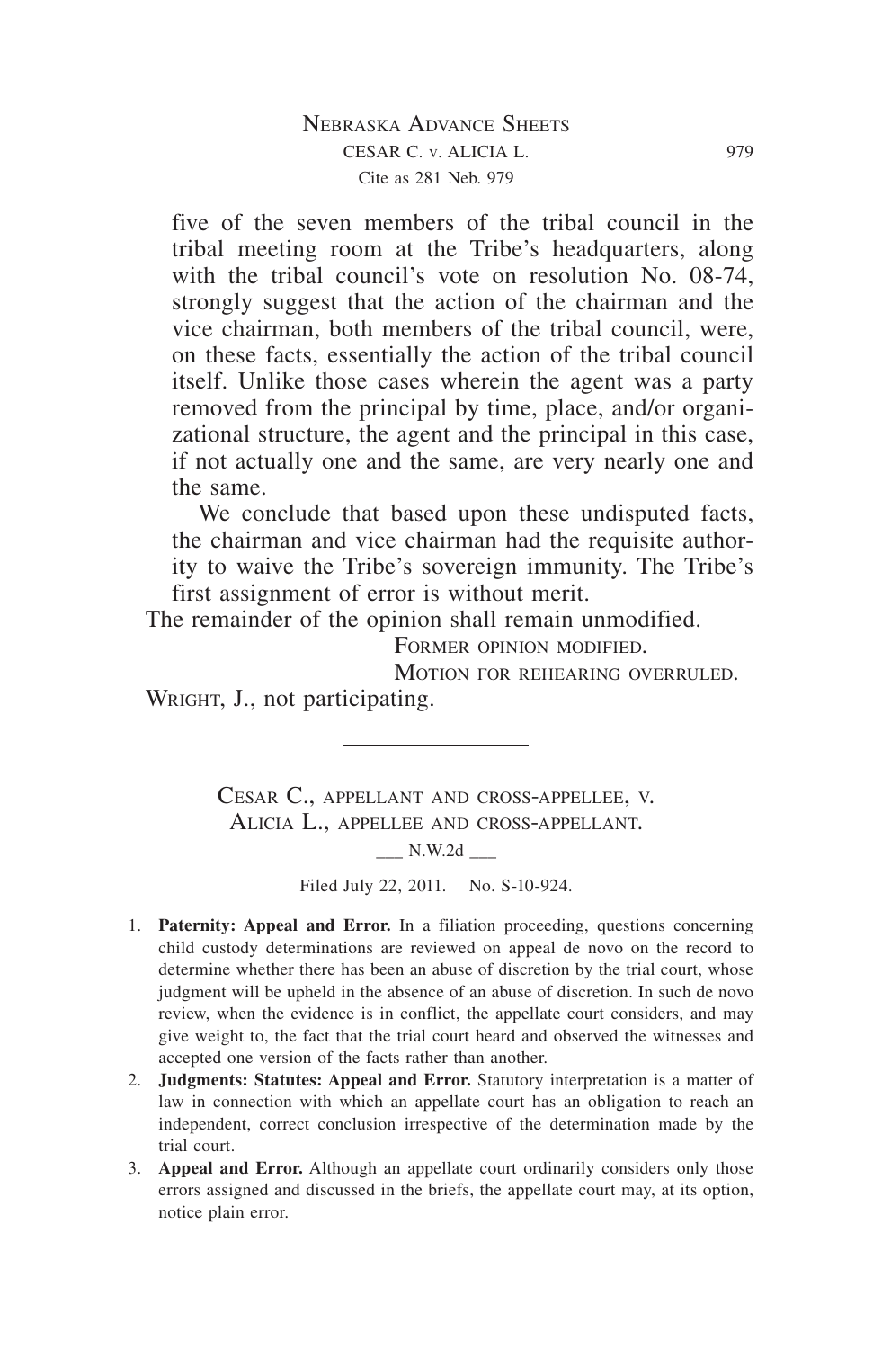five of the seven members of the tribal council in the tribal meeting room at the Tribe's headquarters, along with the tribal council's vote on resolution No. 08-74, strongly suggest that the action of the chairman and the vice chairman, both members of the tribal council, were, on these facts, essentially the action of the tribal council itself. Unlike those cases wherein the agent was a party removed from the principal by time, place, and/or organizational structure, the agent and the principal in this case, if not actually one and the same, are very nearly one and the same.

We conclude that based upon these undisputed facts, the chairman and vice chairman had the requisite authority to waive the Tribe's sovereign immunity. The Tribe's first assignment of error is without merit.

The remainder of the opinion shall remain unmodified.

FORMER OPINION MODIFIED.
MOTION FOR REHEARING OVERRULED.

WRIGHT, J., not participating.

---

CESAR C., APPELLANT AND CROSS-APPELLEE, V.
ALICIA L., APPELLEE AND CROSS-APPELLANT.

___ N.W.2d ___

Filed July 22, 2011. No. S-10-924.

1. **Paternity: Appeal and Error.** In a filiation proceeding, questions concerning child custody determinations are reviewed on appeal de novo on the record to determine whether there has been an abuse of discretion by the trial court, whose judgment will be upheld in the absence of an abuse of discretion. In such de novo review, when the evidence is in conflict, the appellate court considers, and may give weight to, the fact that the trial court heard and observed the witnesses and accepted one version of the facts rather than another.
2. **Judgments: Statutes: Appeal and Error.** Statutory interpretation is a matter of law in connection with which an appellate court has an obligation to reach an independent, correct conclusion irrespective of the determination made by the trial court.
3. **Appeal and Error.** Although an appellate court ordinarily considers only those errors assigned and discussed in the briefs, the appellate court may, at its option, notice plain error.